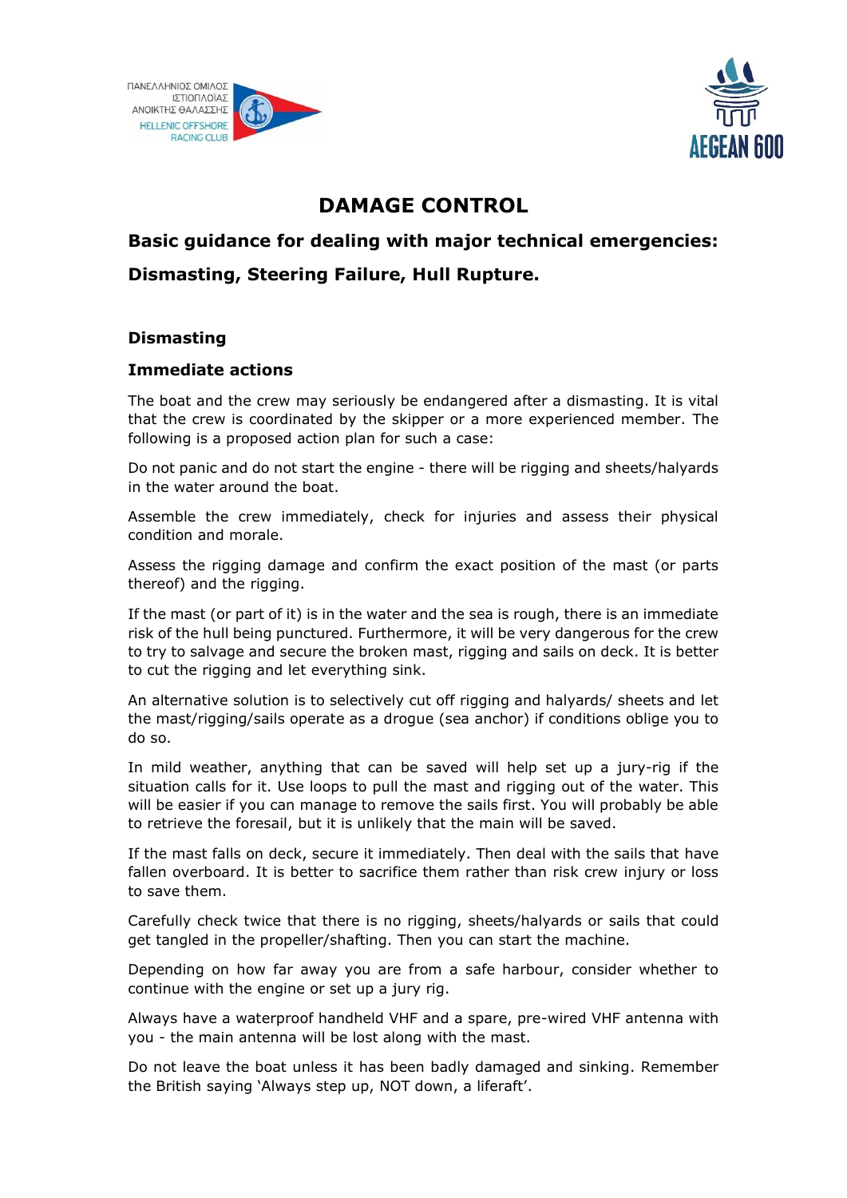# DAMAGE CONTROL

## Basic guidance for dealing with major technical emergencies: Dismasting, Steering Failure, Hull Rupture.

### Dismasting

### Immediate actions

The boat and the crew may seriously be endangered after a dismasting. It is vital that the crew is coordinated by the skipper or a more experienced member. The following is a proposed action plan for such a case:

Do not panic and do not start the engine - there will be rigging and sheets/halyards in the water around the boat.

Assemble the crew immediately, check for injuries and assess their physical condition and morale.

Assess the rigging damage and confirm the exact position of the mast (or parts thereof) and the rigging.

If the mast (or part of it) is in the water and the sea is rough, there is an immediate risk of the hull being punctured. Furthermore, it will be very dangerous for the crew to try to salvage and secure the broken mast, rigging and sails on deck. It is better to cut the rigging and let everything sink.

An alternative solution is to selectively cut off rigging and halyards/ sheets and let the mast/rigging/sails operate as a drogue (sea anchor) if conditions oblige you to do so.

In mild weather, anything that can be saved will help set up a jury-rig if the situation calls for it. Use loops to pull the mast and rigging out of the water. This will be easier if you can manage to remove the sails first. You will probably be able to retrieve the foresail, but it is unlikely that the main will be saved.

If the mast falls on deck, secure it immediately. Then deal with the sails that have fallen overboard. It is better to sacrifice them rather than risk crew injury or loss to save them.

Carefully check twice that there is no rigging, sheets/halyards or sails that could get tangled in the propeller/shafting. Then you can start the machine.

Depending on how far away you are from a safe harbour, consider whether to continue with the engine or set up a jury rig.

Always have a waterproof handheld VHF and a spare, pre-wired VHF antenna with you - the main antenna will be lost along with the mast.

Do not leave the boat unless it has been badly damaged and sinking. Remember the British saying 'Always step up, NOT down, a liferaft'.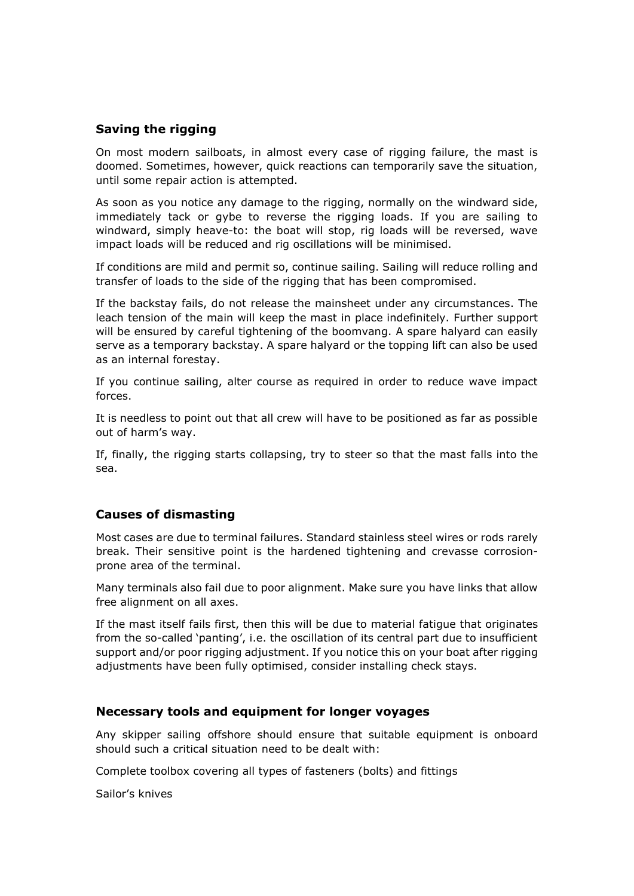## Saving the rigging

On most modern sailboats, in almost every case of rigging failure, the mast is doomed. Sometimes, however, quick reactions can temporarily save the situation, until some repair action is attempted.

As soon as you notice any damage to the rigging, normally on the windward side, immediately tack or gybe to reverse the rigging loads. If you are sailing to windward, simply heave-to: the boat will stop, rig loads will be reversed, wave impact loads will be reduced and rig oscillations will be minimised.

If conditions are mild and permit so, continue sailing. Sailing will reduce rolling and transfer of loads to the side of the rigging that has been compromised.

If the backstay fails, do not release the mainsheet under any circumstances. The leach tension of the main will keep the mast in place indefinitely. Further support will be ensured by careful tightening of the boomvang. A spare halyard can easily serve as a temporary backstay. A spare halyard or the topping lift can also be used as an internal forestay.

If you continue sailing, alter course as required in order to reduce wave impact forces.

It is needless to point out that all crew will have to be positioned as far as possible out of harm's way.

If, finally, the rigging starts collapsing, try to steer so that the mast falls into the sea.

## Causes of dismasting

Most cases are due to terminal failures. Standard stainless steel wires or rods rarely break. Their sensitive point is the hardened tightening and crevasse corrosion-prone area of the terminal.

Many terminals also fail due to poor alignment. Make sure you have links that allow free alignment on all axes.

If the mast itself fails first, then this will be due to material fatigue that originates from the so-called 'panting', i.e. the oscillation of its central part due to insufficient support and/or poor rigging adjustment. If you notice this on your boat after rigging adjustments have been fully optimised, consider installing check stays.

## Necessary tools and equipment for longer voyages

Any skipper sailing offshore should ensure that suitable equipment is onboard should such a critical situation need to be dealt with:

Complete toolbox covering all types of fasteners (bolts) and fittings

Sailor's knives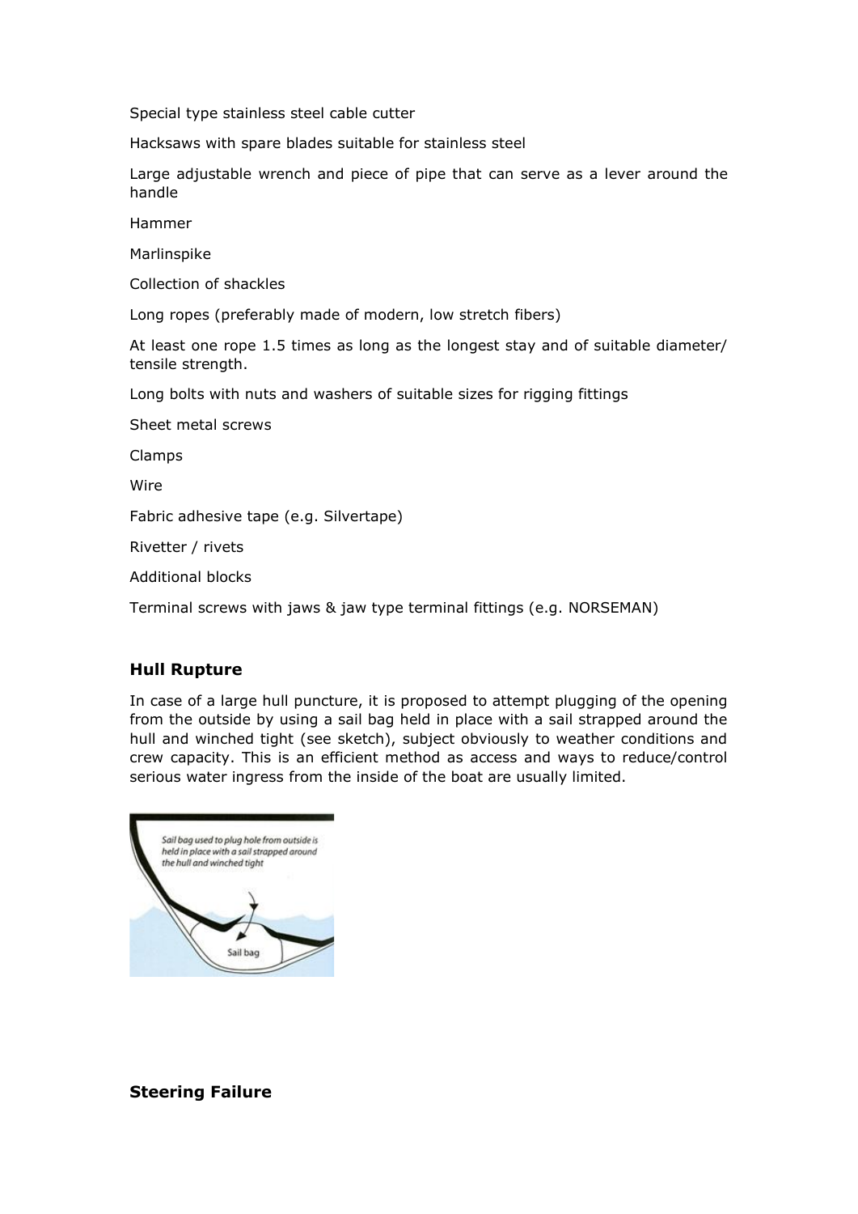Special type stainless steel cable cutter

Hacksaws with spare blades suitable for stainless steel

Large adjustable wrench and piece of pipe that can serve as a lever around the handle

Hammer

Marlinspike

Collection of shackles

Long ropes (preferably made of modern, low stretch fibers)

At least one rope 1.5 times as long as the longest stay and of suitable diameter/ tensile strength.

Long bolts with nuts and washers of suitable sizes for rigging fittings

Sheet metal screws

Clamps

Wire

Fabric adhesive tape (e.g. Silvertape)

Rivetter / rivets

Additional blocks

Terminal screws with jaws & jaw type terminal fittings (e.g. NORSEMAN)

### Hull Rupture

In case of a large hull puncture, it is proposed to attempt plugging of the opening from the outside by using a sail bag held in place with a sail strapped around the hull and winched tight (see sketch), subject obviously to weather conditions and crew capacity. This is an efficient method as access and ways to reduce/control serious water ingress from the inside of the boat are usually limited.

*Sail bag used to plug hole from outside is held in place with a sail strapped around the hull and winched tight*

Sail bag

### Steering Failure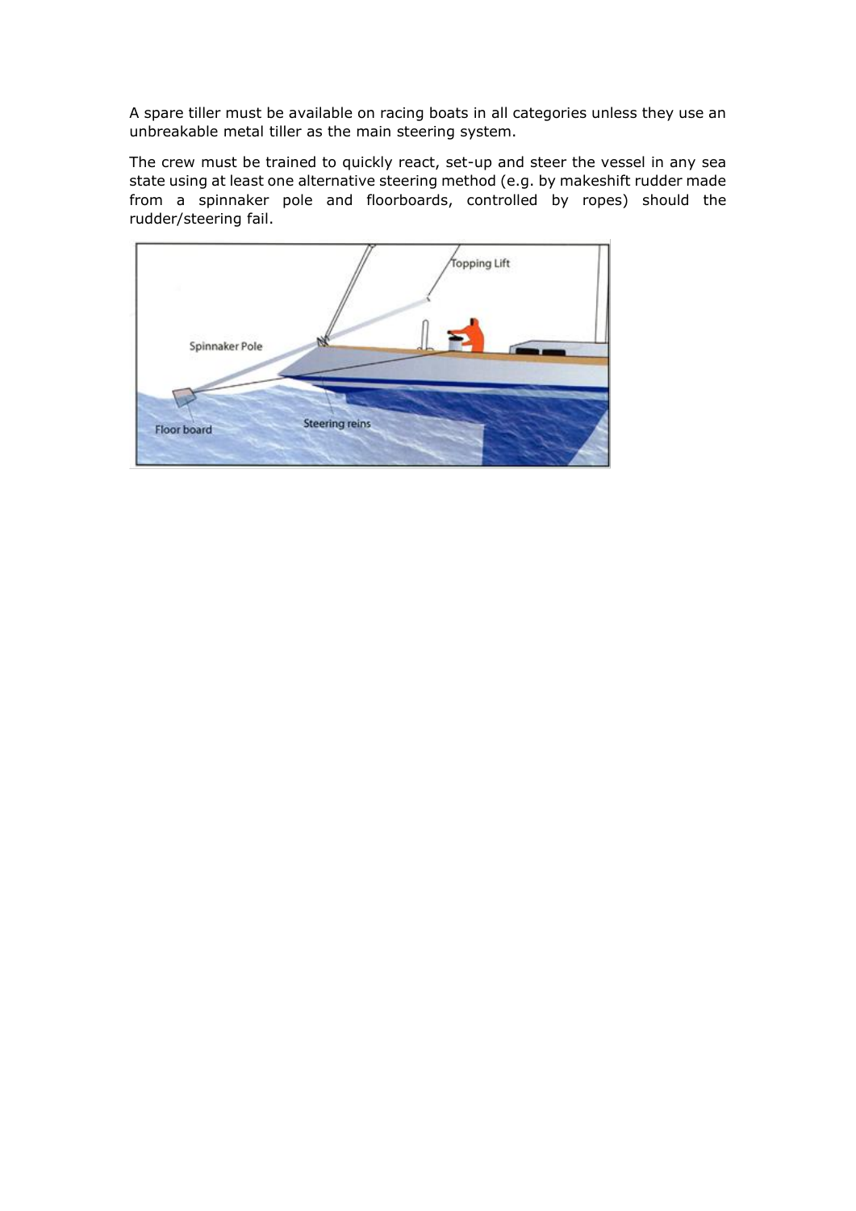A spare tiller must be available on racing boats in all categories unless they use an unbreakable metal tiller as the main steering system.

The crew must be trained to quickly react, set-up and steer the vessel in any sea state using at least one alternative steering method (e.g. by makeshift rudder made from a spinnaker pole and floorboards, controlled by ropes) should the rudder/steering fail.

Topping Lift

Spinnaker Pole

Floor board

Steering reins